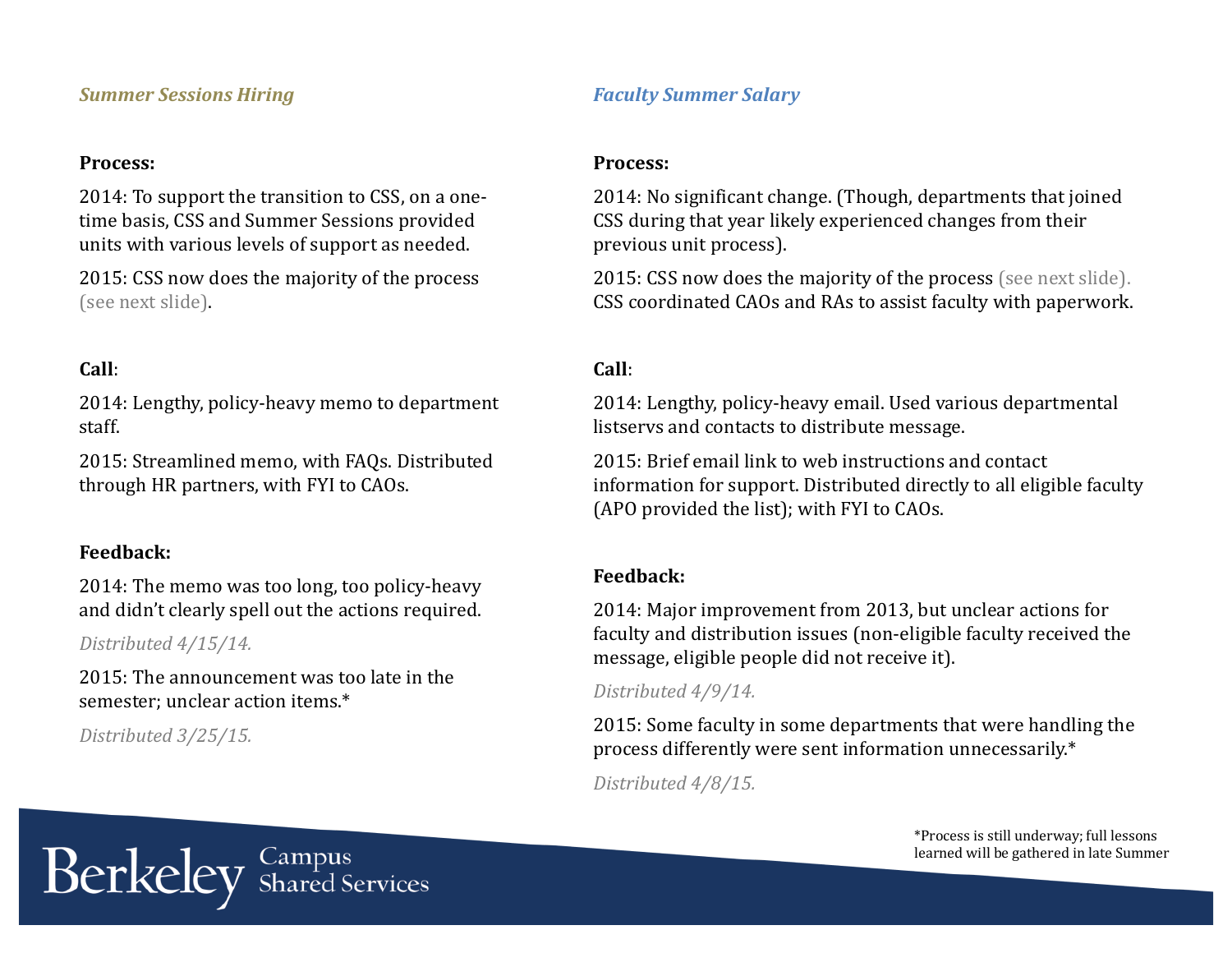## *Summer Sessions Hiring*

**Process:**

2014: To support the transition to CSS, on a one-time basis, CSS and Summer Sessions provided units with various levels of support as needed.

2015: CSS now does the majority of the process (see next slide).

**Call**:

2014: Lengthy, policy-heavy memo to department staff.

2015: Streamlined memo, with FAQs. Distributed through HR partners, with FYI to CAOs.

**Feedback:**

2014: The memo was too long, too policy-heavy and didn't clearly spell out the actions required.

*Distributed 4/15/14.*

2015: The announcement was too late in the semester; unclear action items.*

*Distributed 3/25/15.*

## *Faculty Summer Salary*

**Process:**

2014: No significant change. (Though, departments that joined CSS during that year likely experienced changes from their previous unit process).

2015: CSS now does the majority of the process (see next slide). CSS coordinated CAOs and RAs to assist faculty with paperwork.

**Call**:

2014: Lengthy, policy-heavy email. Used various departmental listservs and contacts to distribute message.

2015: Brief email link to web instructions and contact information for support. Distributed directly to all eligible faculty (APO provided the list); with FYI to CAOs.

**Feedback:**

2014: Major improvement from 2013, but unclear actions for faculty and distribution issues (non-eligible faculty received the message, eligible people did not receive it).

*Distributed 4/9/14.*

2015: Some faculty in some departments that were handling the process differently were sent information unnecessarily.*

*Distributed 4/8/15.*

*Process is still underway; full lessons learned will be gathered in late Summer

Berkeley Campus Shared Services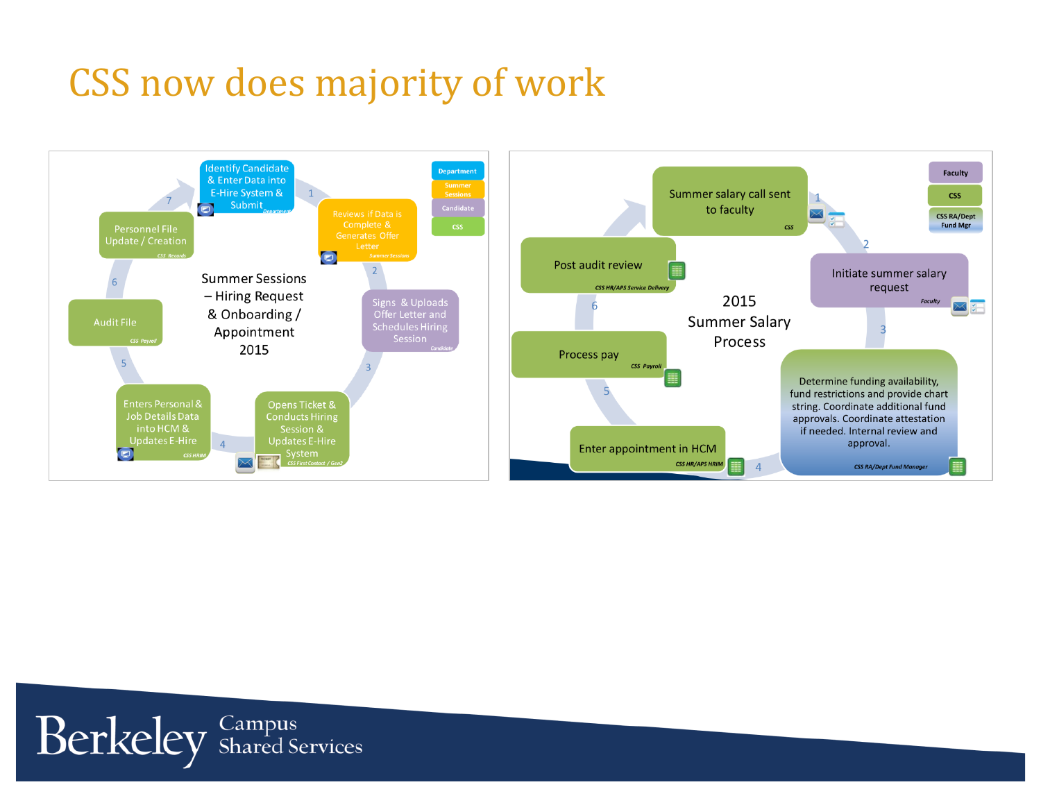# CSS now does majority of work

Department
Summer Sessions
Candidate
CSS

Summer Sessions – Hiring Request & Onboarding / Appointment 2015

1. Identify Candidate & Enter Data into E-Hire System & Submit (Department)
2. Reviews if Data is Complete & Generates Offer Letter (Summer Sessions)
3. Signs & Uploads Offer Letter and Schedules Hiring Session (Candidate)
4. Opens Ticket & Conducts Hiring Session & Updates E-Hire System (CSS First Contact / Gen2)
5. Enters Personal & Job Details Data into HCM & Updates E-Hire (CSS HRIM)
6. Audit File (CSS Payroll)
7. Personnel File Update / Creation (CSS Records)

Faculty
CSS
CSS RA/Dept Fund Mgr

2015 Summer Salary Process

1. Summer salary call sent to faculty (CSS)
2. Initiate summer salary request (Faculty)
3. Determine funding availability, fund restrictions and provide chart string. Coordinate additional fund approvals. Coordinate attestation if needed. Internal review and approval. (CSS RA/Dept Fund Manager)
4. Enter appointment in HCM (CSS HR/APS HRIM)
5. Process pay (CSS Payroll)
6. Post audit review (CSS HR/APS Service Delivery)

Berkeley Campus Shared Services